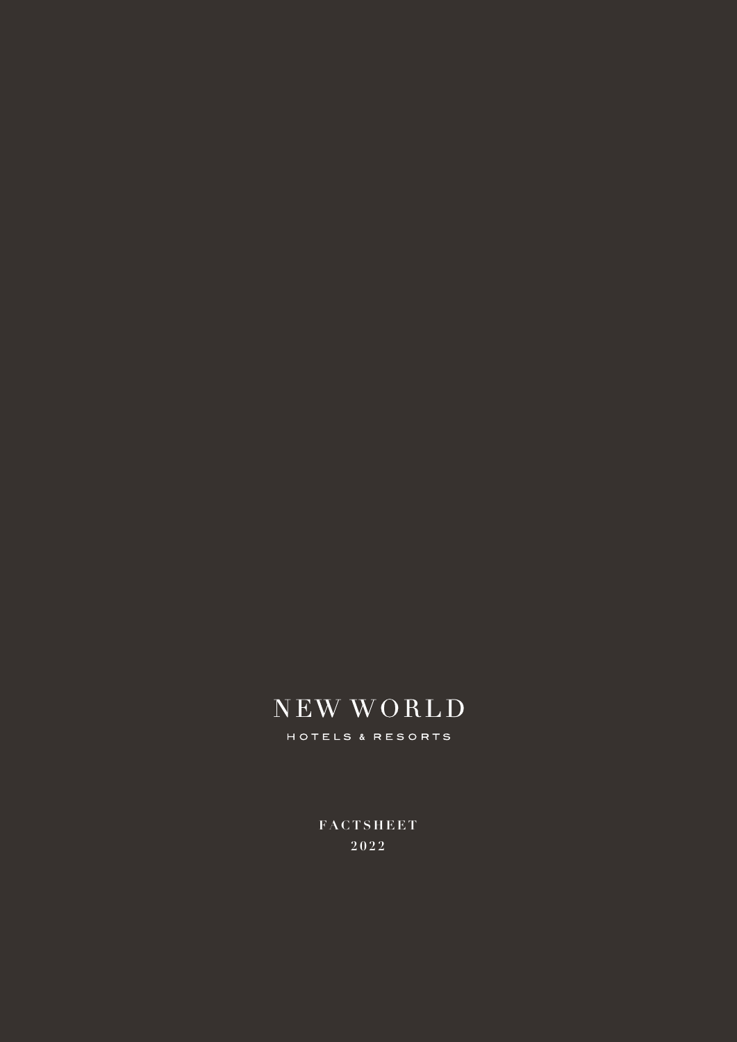# NEW WORLD

HOTELS & RESORTS

**FACTSHEET**

**2022**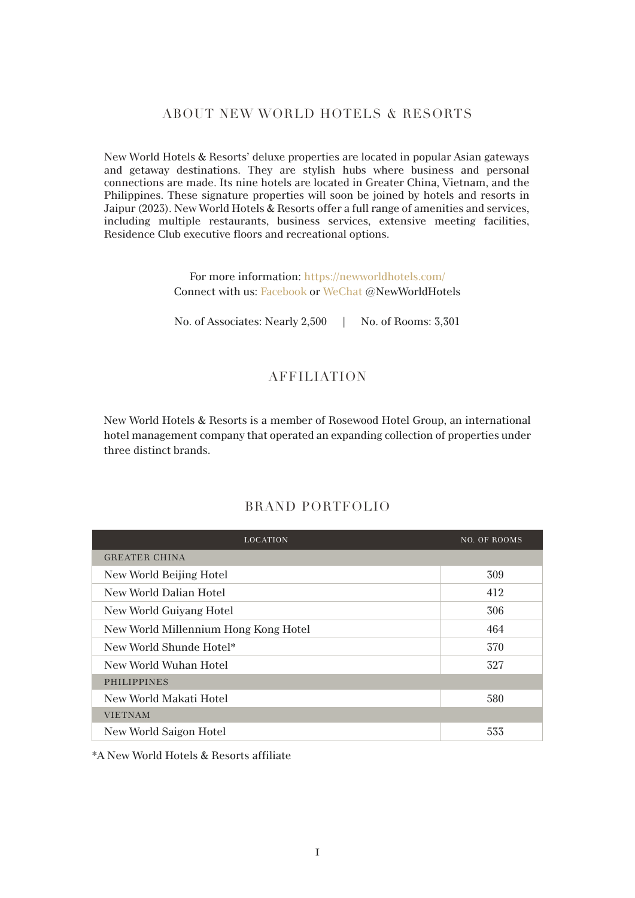## ABOUT NEW WORLD HOTELS & RESORTS

New World Hotels & Resorts' deluxe properties are located in popular Asian gateways and getaway destinations. They are stylish hubs where business and personal connections are made. Its nine hotels are located in Greater China, Vietnam, and the Philippines. These signature properties will soon be joined by hotels and resorts in Jaipur (2023). New World Hotels & Resorts offer a full range of amenities and services, including multiple restaurants, business services, extensive meeting facilities, Residence Club executive floors and recreational options.

For more information: https://newworldhotels.com/
Connect with us: Facebook or WeChat @NewWorldHotels

No. of Associates: Nearly 2,500 | No. of Rooms: 3,301

## AFFILIATION

New World Hotels & Resorts is a member of Rosewood Hotel Group, an international hotel management company that operated an expanding collection of properties under three distinct brands.

## BRAND PORTFOLIO

| LOCATION | NO. OF ROOMS |
|---|---|
| GREATER CHINA | |
| New World Beijing Hotel | 309 |
| New World Dalian Hotel | 412 |
| New World Guiyang Hotel | 306 |
| New World Millennium Hong Kong Hotel | 464 |
| New World Shunde Hotel* | 370 |
| New World Wuhan Hotel | 327 |
| PHILIPPINES | |
| New World Makati Hotel | 580 |
| VIETNAM | |
| New World Saigon Hotel | 533 |

*A New World Hotels & Resorts affiliate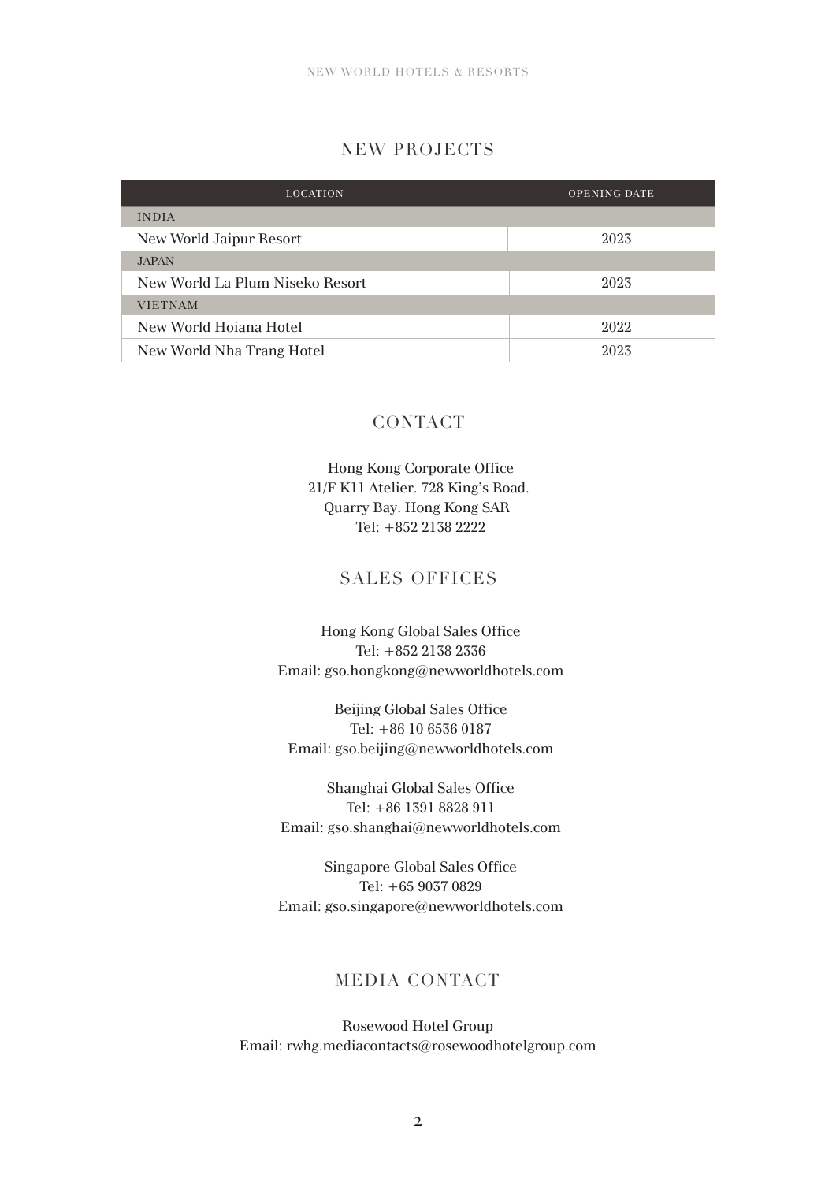## NEW PROJECTS

| LOCATION | OPENING DATE |
|---|---|
| INDIA | |
| New World Jaipur Resort | 2023 |
| JAPAN | |
| New World La Plum Niseko Resort | 2023 |
| VIETNAM | |
| New World Hoiana Hotel | 2022 |
| New World Nha Trang Hotel | 2023 |

## CONTACT

Hong Kong Corporate Office
21/F K11 Atelier. 728 King's Road.
Quarry Bay. Hong Kong SAR
Tel: +852 2138 2222

## SALES OFFICES

Hong Kong Global Sales Office
Tel: +852 2138 2336
Email: gso.hongkong@newworldhotels.com

Beijing Global Sales Office
Tel: +86 10 6536 0187
Email: gso.beijing@newworldhotels.com

Shanghai Global Sales Office
Tel: +86 1391 8828 911
Email: gso.shanghai@newworldhotels.com

Singapore Global Sales Office
Tel: +65 9037 0829
Email: gso.singapore@newworldhotels.com

## MEDIA CONTACT

Rosewood Hotel Group
Email: rwhg.mediacontacts@rosewoodhotelgroup.com